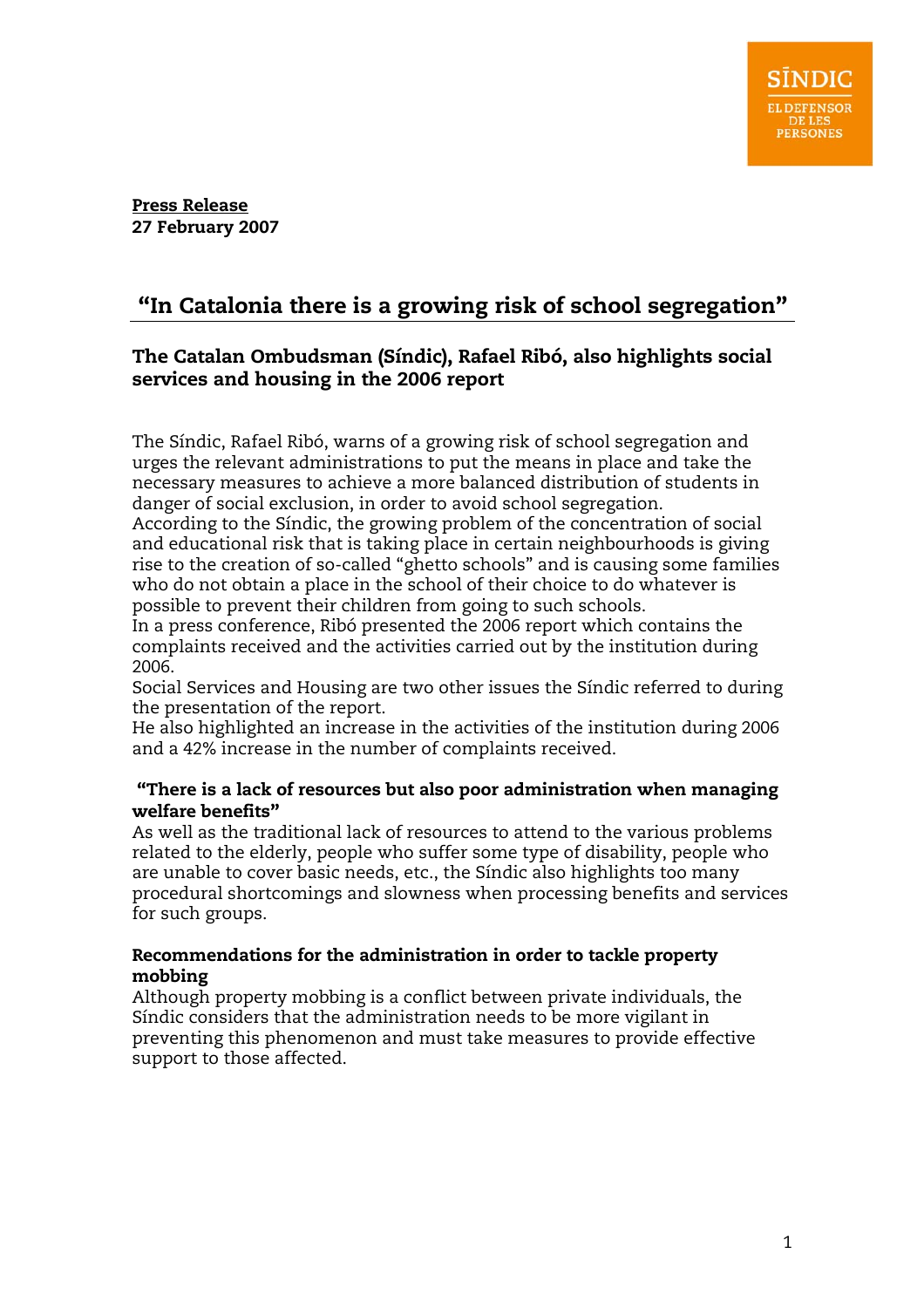SĪNDIC
EL DEFENSOR DE LES PERSONES

**Press Release**
**27 February 2007**

# "In Catalonia there is a growing risk of school segregation"

## The Catalan Ombudsman (Síndic), Rafael Ribó, also highlights social services and housing in the 2006 report

The Síndic, Rafael Ribó, warns of a growing risk of school segregation and urges the relevant administrations to put the means in place and take the necessary measures to achieve a more balanced distribution of students in danger of social exclusion, in order to avoid school segregation.
According to the Síndic, the growing problem of the concentration of social and educational risk that is taking place in certain neighbourhoods is giving rise to the creation of so-called "ghetto schools" and is causing some families who do not obtain a place in the school of their choice to do whatever is possible to prevent their children from going to such schools.
In a press conference, Ribó presented the 2006 report which contains the complaints received and the activities carried out by the institution during 2006.
Social Services and Housing are two other issues the Síndic referred to during the presentation of the report.
He also highlighted an increase in the activities of the institution during 2006 and a 42% increase in the number of complaints received.

### "There is a lack of resources but also poor administration when managing welfare benefits"

As well as the traditional lack of resources to attend to the various problems related to the elderly, people who suffer some type of disability, people who are unable to cover basic needs, etc., the Síndic also highlights too many procedural shortcomings and slowness when processing benefits and services for such groups.

### Recommendations for the administration in order to tackle property mobbing

Although property mobbing is a conflict between private individuals, the Síndic considers that the administration needs to be more vigilant in preventing this phenomenon and must take measures to provide effective support to those affected.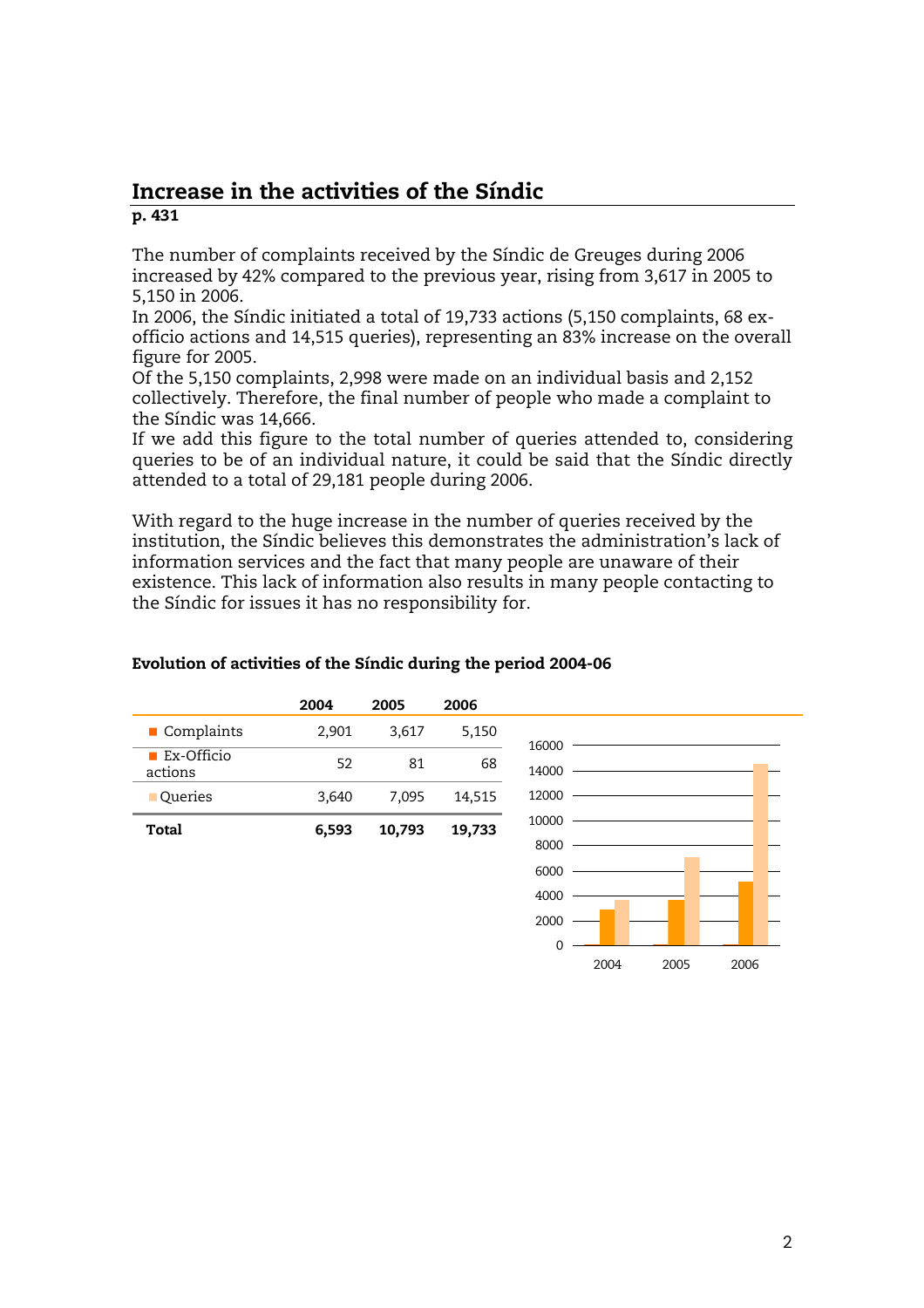## Increase in the activities of the Síndic

**p. 431**

The number of complaints received by the Síndic de Greuges during 2006 increased by 42% compared to the previous year, rising from 3,617 in 2005 to 5,150 in 2006.

In 2006, the Síndic initiated a total of 19,733 actions (5,150 complaints, 68 ex-officio actions and 14,515 queries), representing an 83% increase on the overall figure for 2005.

Of the 5,150 complaints, 2,998 were made on an individual basis and 2,152 collectively. Therefore, the final number of people who made a complaint to the Síndic was 14,666.

If we add this figure to the total number of queries attended to, considering queries to be of an individual nature, it could be said that the Síndic directly attended to a total of 29,181 people during 2006.

With regard to the huge increase in the number of queries received by the institution, the Síndic believes this demonstrates the administration's lack of information services and the fact that many people are unaware of their existence. This lack of information also results in many people contacting to the Síndic for issues it has no responsibility for.

**Evolution of activities of the Síndic during the period 2004-06**

| | 2004 | 2005 | 2006 |
|---|---|---|---|
| Complaints | 2,901 | 3,617 | 5,150 |
| Ex-Officio actions | 52 | 81 | 68 |
| Queries | 3,640 | 7,095 | 14,515 |
| **Total** | **6,593** | **10,793** | **19,733** |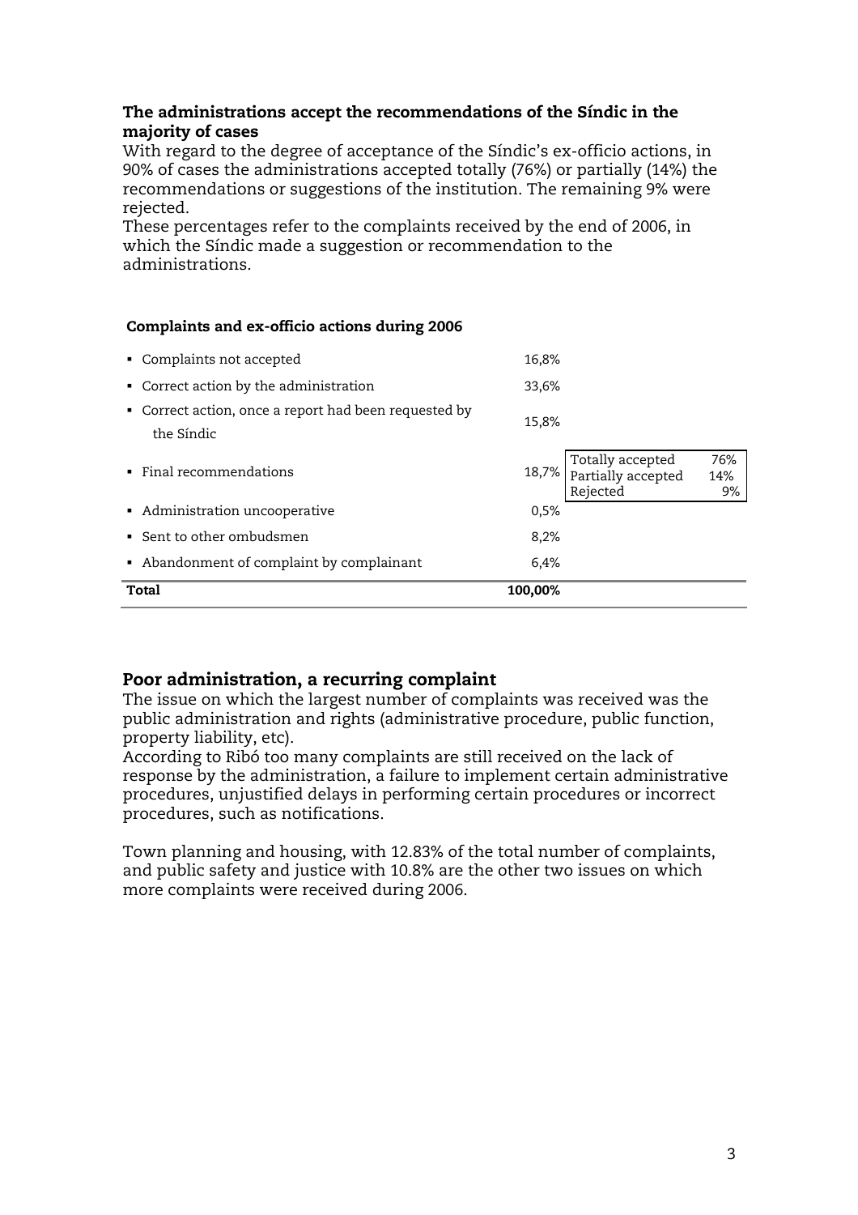### The administrations accept the recommendations of the Síndic in the majority of cases

With regard to the degree of acceptance of the Síndic's ex-officio actions, in 90% of cases the administrations accepted totally (76%) or partially (14%) the recommendations or suggestions of the institution. The remaining 9% were rejected.
These percentages refer to the complaints received by the end of 2006, in which the Síndic made a suggestion or recommendation to the administrations.

**Complaints and ex-officio actions during 2006**

| | | | |
|---|---|---|---|
| Complaints not accepted | 16,8% | | |
| Correct action by the administration | 33,6% | | |
| Correct action, once a report had been requested by the Síndic | 15,8% | | |
| Final recommendations | 18,7% | Totally accepted | 76% |
| | | Partially accepted | 14% |
| | | Rejected | 9% |
| Administration uncooperative | 0,5% | | |
| Sent to other ombudsmen | 8,2% | | |
| Abandonment of complaint by complainant | 6,4% | | |
| **Total** | **100,00%** | | |

## Poor administration, a recurring complaint

The issue on which the largest number of complaints was received was the public administration and rights (administrative procedure, public function, property liability, etc).
According to Ribó too many complaints are still received on the lack of response by the administration, a failure to implement certain administrative procedures, unjustified delays in performing certain procedures or incorrect procedures, such as notifications.

Town planning and housing, with 12.83% of the total number of complaints, and public safety and justice with 10.8% are the other two issues on which more complaints were received during 2006.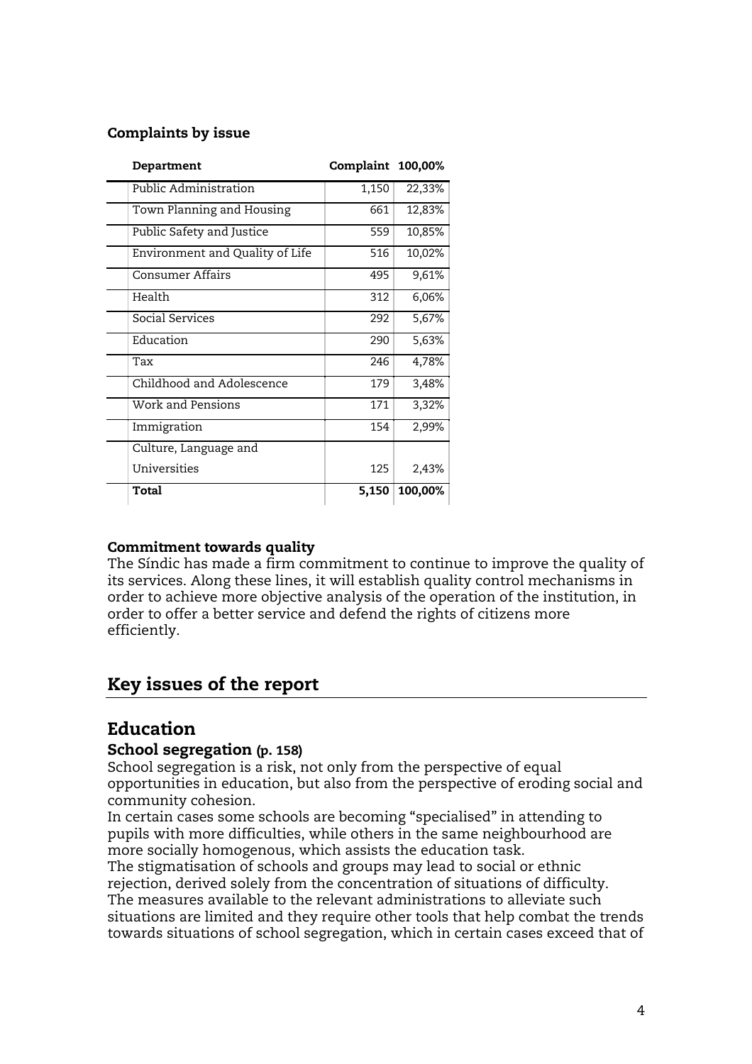### Complaints by issue

| Department | Complaint | 100,00% |
|---|---|---|
| Public Administration | 1,150 | 22,33% |
| Town Planning and Housing | 661 | 12,83% |
| Public Safety and Justice | 559 | 10,85% |
| Environment and Quality of Life | 516 | 10,02% |
| Consumer Affairs | 495 | 9,61% |
| Health | 312 | 6,06% |
| Social Services | 292 | 5,67% |
| Education | 290 | 5,63% |
| Tax | 246 | 4,78% |
| Childhood and Adolescence | 179 | 3,48% |
| Work and Pensions | 171 | 3,32% |
| Immigration | 154 | 2,99% |
| Culture, Language and Universities | 125 | 2,43% |
| **Total** | **5,150** | **100,00%** |

### Commitment towards quality

The Síndic has made a firm commitment to continue to improve the quality of its services. Along these lines, it will establish quality control mechanisms in order to achieve more objective analysis of the operation of the institution, in order to offer a better service and defend the rights of citizens more efficiently.

# Key issues of the report

## Education

### School segregation (p. 158)

School segregation is a risk, not only from the perspective of equal opportunities in education, but also from the perspective of eroding social and community cohesion.

In certain cases some schools are becoming "specialised" in attending to pupils with more difficulties, while others in the same neighbourhood are more socially homogenous, which assists the education task.

The stigmatisation of schools and groups may lead to social or ethnic rejection, derived solely from the concentration of situations of difficulty.

The measures available to the relevant administrations to alleviate such situations are limited and they require other tools that help combat the trends towards situations of school segregation, which in certain cases exceed that of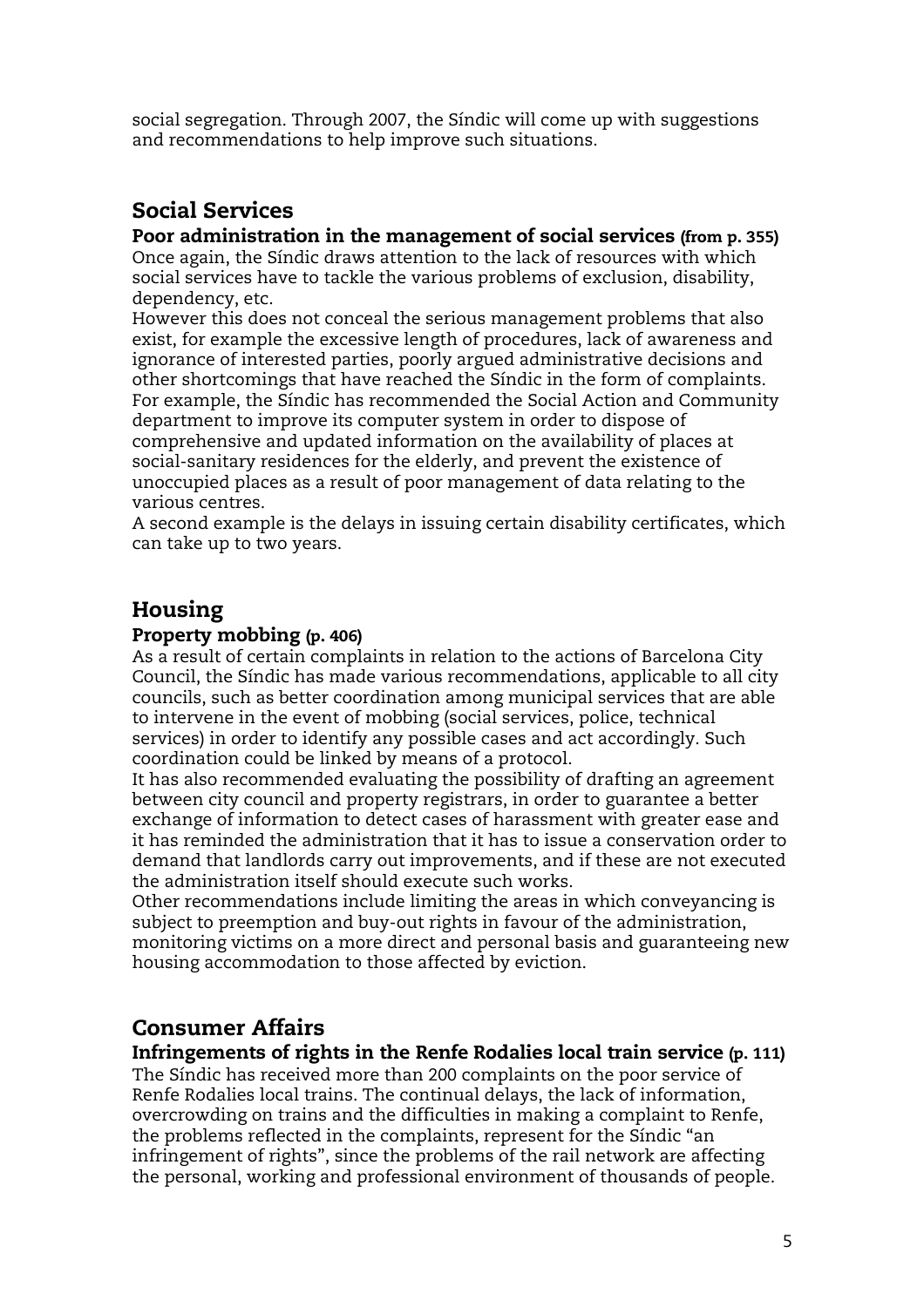social segregation. Through 2007, the Síndic will come up with suggestions and recommendations to help improve such situations.

## Social Services

### Poor administration in the management of social services (from p. 355)

Once again, the Síndic draws attention to the lack of resources with which social services have to tackle the various problems of exclusion, disability, dependency, etc.

However this does not conceal the serious management problems that also exist, for example the excessive length of procedures, lack of awareness and ignorance of interested parties, poorly argued administrative decisions and other shortcomings that have reached the Síndic in the form of complaints. For example, the Síndic has recommended the Social Action and Community department to improve its computer system in order to dispose of comprehensive and updated information on the availability of places at social-sanitary residences for the elderly, and prevent the existence of unoccupied places as a result of poor management of data relating to the various centres.

A second example is the delays in issuing certain disability certificates, which can take up to two years.

## Housing

### Property mobbing (p. 406)

As a result of certain complaints in relation to the actions of Barcelona City Council, the Síndic has made various recommendations, applicable to all city councils, such as better coordination among municipal services that are able to intervene in the event of mobbing (social services, police, technical services) in order to identify any possible cases and act accordingly. Such coordination could be linked by means of a protocol.

It has also recommended evaluating the possibility of drafting an agreement between city council and property registrars, in order to guarantee a better exchange of information to detect cases of harassment with greater ease and it has reminded the administration that it has to issue a conservation order to demand that landlords carry out improvements, and if these are not executed the administration itself should execute such works.

Other recommendations include limiting the areas in which conveyancing is subject to preemption and buy-out rights in favour of the administration, monitoring victims on a more direct and personal basis and guaranteeing new housing accommodation to those affected by eviction.

## Consumer Affairs

### Infringements of rights in the Renfe Rodalies local train service (p. 111)

The Síndic has received more than 200 complaints on the poor service of Renfe Rodalies local trains. The continual delays, the lack of information, overcrowding on trains and the difficulties in making a complaint to Renfe, the problems reflected in the complaints, represent for the Síndic "an infringement of rights", since the problems of the rail network are affecting the personal, working and professional environment of thousands of people.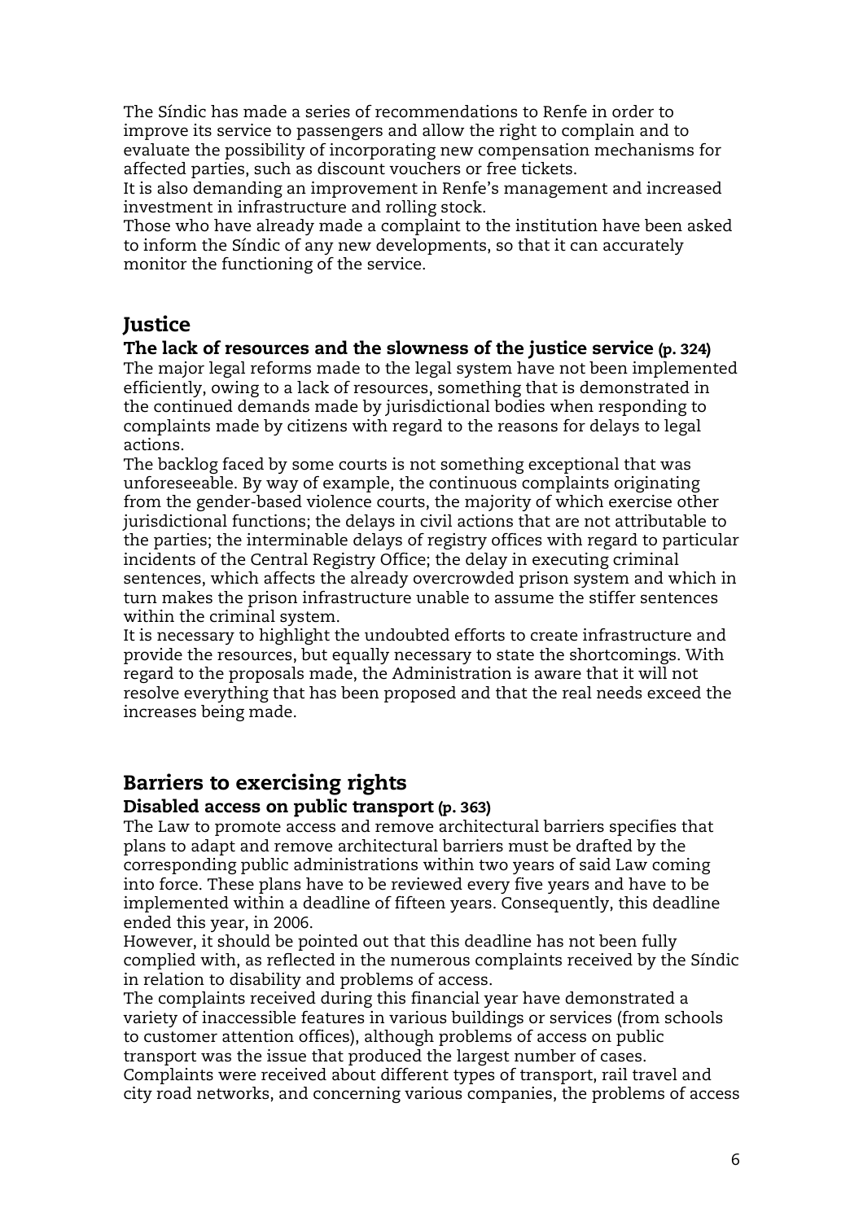The Síndic has made a series of recommendations to Renfe in order to improve its service to passengers and allow the right to complain and to evaluate the possibility of incorporating new compensation mechanisms for affected parties, such as discount vouchers or free tickets.

It is also demanding an improvement in Renfe's management and increased investment in infrastructure and rolling stock.

Those who have already made a complaint to the institution have been asked to inform the Síndic of any new developments, so that it can accurately monitor the functioning of the service.

## Justice

### The lack of resources and the slowness of the justice service (p. 324)

The major legal reforms made to the legal system have not been implemented efficiently, owing to a lack of resources, something that is demonstrated in the continued demands made by jurisdictional bodies when responding to complaints made by citizens with regard to the reasons for delays to legal actions.

The backlog faced by some courts is not something exceptional that was unforeseeable. By way of example, the continuous complaints originating from the gender-based violence courts, the majority of which exercise other jurisdictional functions; the delays in civil actions that are not attributable to the parties; the interminable delays of registry offices with regard to particular incidents of the Central Registry Office; the delay in executing criminal sentences, which affects the already overcrowded prison system and which in turn makes the prison infrastructure unable to assume the stiffer sentences within the criminal system.

It is necessary to highlight the undoubted efforts to create infrastructure and provide the resources, but equally necessary to state the shortcomings. With regard to the proposals made, the Administration is aware that it will not resolve everything that has been proposed and that the real needs exceed the increases being made.

## Barriers to exercising rights

### Disabled access on public transport (p. 363)

The Law to promote access and remove architectural barriers specifies that plans to adapt and remove architectural barriers must be drafted by the corresponding public administrations within two years of said Law coming into force. These plans have to be reviewed every five years and have to be implemented within a deadline of fifteen years. Consequently, this deadline ended this year, in 2006.

However, it should be pointed out that this deadline has not been fully complied with, as reflected in the numerous complaints received by the Síndic in relation to disability and problems of access.

The complaints received during this financial year have demonstrated a variety of inaccessible features in various buildings or services (from schools to customer attention offices), although problems of access on public transport was the issue that produced the largest number of cases.

Complaints were received about different types of transport, rail travel and city road networks, and concerning various companies, the problems of access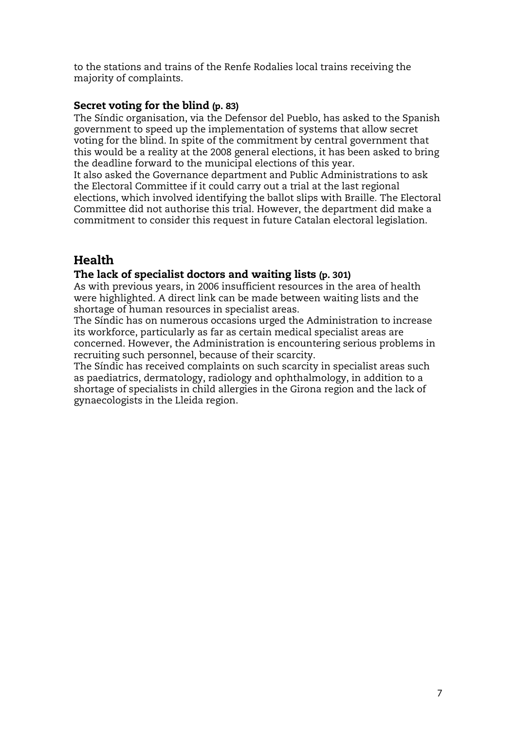to the stations and trains of the Renfe Rodalies local trains receiving the majority of complaints.

### Secret voting for the blind (p. 83)

The Síndic organisation, via the Defensor del Pueblo, has asked to the Spanish government to speed up the implementation of systems that allow secret voting for the blind. In spite of the commitment by central government that this would be a reality at the 2008 general elections, it has been asked to bring the deadline forward to the municipal elections of this year.

It also asked the Governance department and Public Administrations to ask the Electoral Committee if it could carry out a trial at the last regional elections, which involved identifying the ballot slips with Braille. The Electoral Committee did not authorise this trial. However, the department did make a commitment to consider this request in future Catalan electoral legislation.

## Health

### The lack of specialist doctors and waiting lists (p. 301)

As with previous years, in 2006 insufficient resources in the area of health were highlighted. A direct link can be made between waiting lists and the shortage of human resources in specialist areas.

The Síndic has on numerous occasions urged the Administration to increase its workforce, particularly as far as certain medical specialist areas are concerned. However, the Administration is encountering serious problems in recruiting such personnel, because of their scarcity.

The Síndic has received complaints on such scarcity in specialist areas such as paediatrics, dermatology, radiology and ophthalmology, in addition to a shortage of specialists in child allergies in the Girona region and the lack of gynaecologists in the Lleida region.